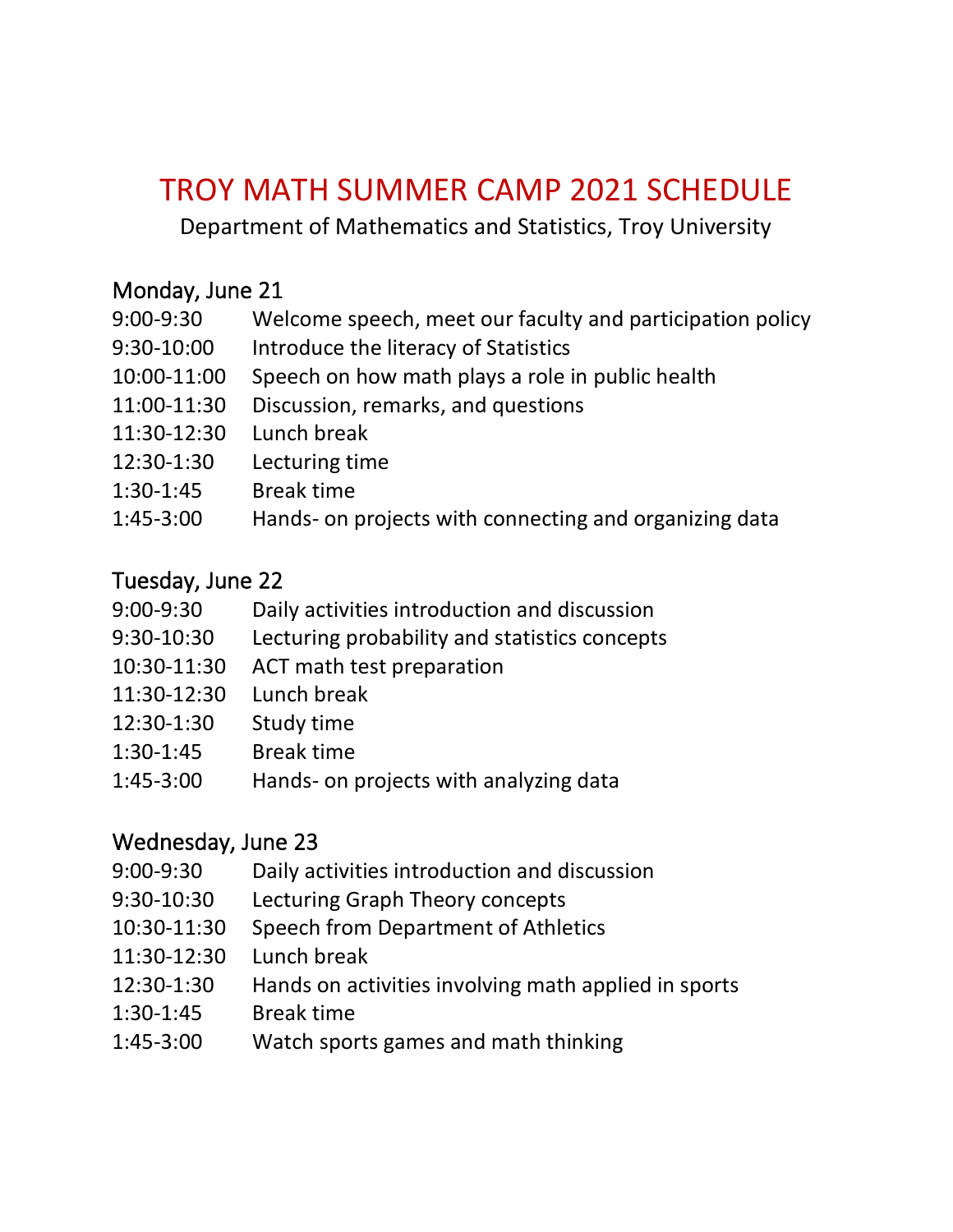# TROY MATH SUMMER CAMP 2021 SCHEDULE

Department of Mathematics and Statistics, Troy University

## Monday, June 21

| | |
|---|---|
| 9:00-9:30 | Welcome speech, meet our faculty and participation policy |
| 9:30-10:00 | Introduce the literacy of Statistics |
| 10:00-11:00 | Speech on how math plays a role in public health |
| 11:00-11:30 | Discussion, remarks, and questions |
| 11:30-12:30 | Lunch break |
| 12:30-1:30 | Lecturing time |
| 1:30-1:45 | Break time |
| 1:45-3:00 | Hands- on projects with connecting and organizing data |

## Tuesday, June 22

| | |
|---|---|
| 9:00-9:30 | Daily activities introduction and discussion |
| 9:30-10:30 | Lecturing probability and statistics concepts |
| 10:30-11:30 | ACT math test preparation |
| 11:30-12:30 | Lunch break |
| 12:30-1:30 | Study time |
| 1:30-1:45 | Break time |
| 1:45-3:00 | Hands- on projects with analyzing data |

## Wednesday, June 23

| | |
|---|---|
| 9:00-9:30 | Daily activities introduction and discussion |
| 9:30-10:30 | Lecturing Graph Theory concepts |
| 10:30-11:30 | Speech from Department of Athletics |
| 11:30-12:30 | Lunch break |
| 12:30-1:30 | Hands on activities involving math applied in sports |
| 1:30-1:45 | Break time |
| 1:45-3:00 | Watch sports games and math thinking |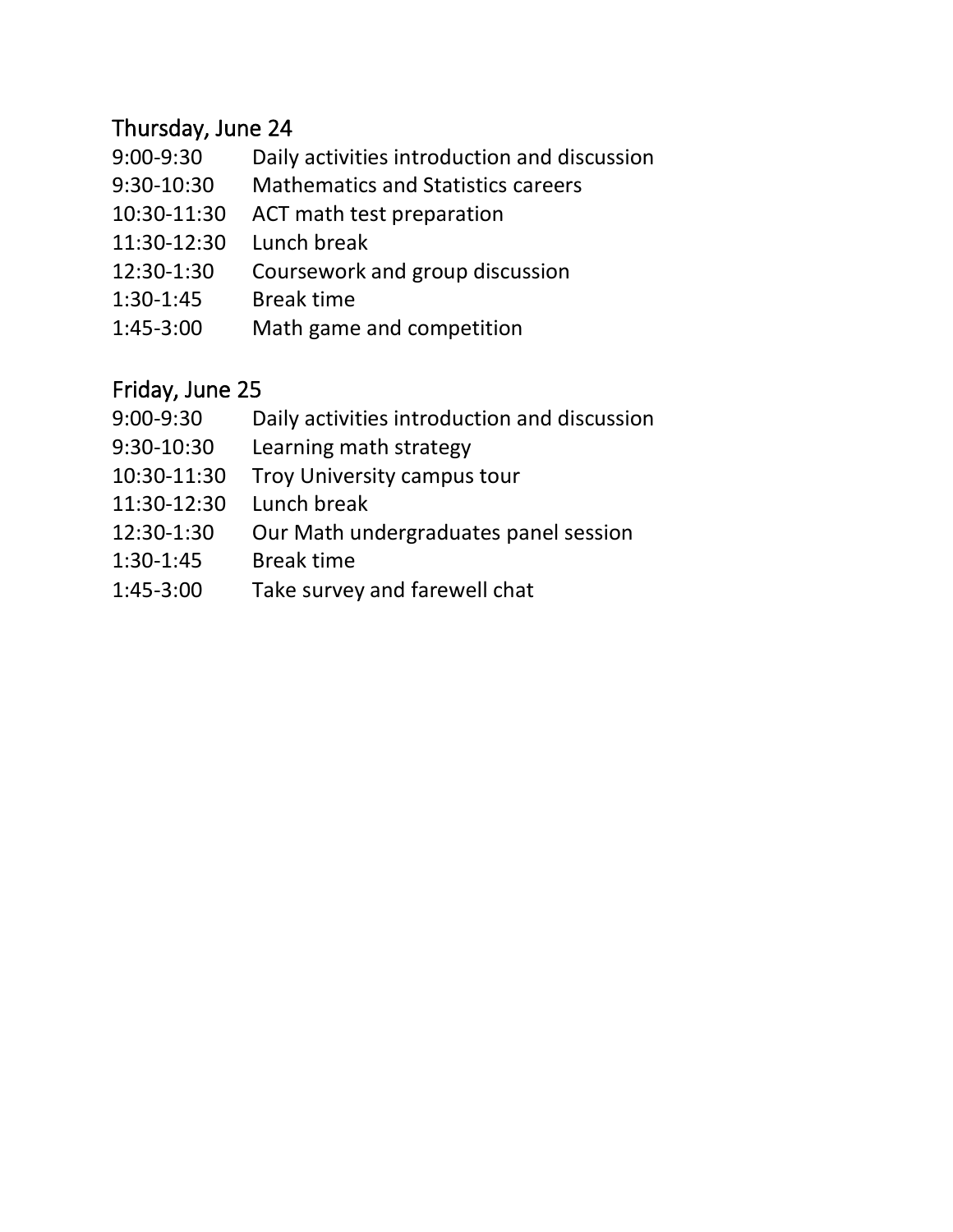## Thursday, June 24

| | |
|---|---|
| 9:00-9:30 | Daily activities introduction and discussion |
| 9:30-10:30 | Mathematics and Statistics careers |
| 10:30-11:30 | ACT math test preparation |
| 11:30-12:30 | Lunch break |
| 12:30-1:30 | Coursework and group discussion |
| 1:30-1:45 | Break time |
| 1:45-3:00 | Math game and competition |

## Friday, June 25

| | |
|---|---|
| 9:00-9:30 | Daily activities introduction and discussion |
| 9:30-10:30 | Learning math strategy |
| 10:30-11:30 | Troy University campus tour |
| 11:30-12:30 | Lunch break |
| 12:30-1:30 | Our Math undergraduates panel session |
| 1:30-1:45 | Break time |
| 1:45-3:00 | Take survey and farewell chat |